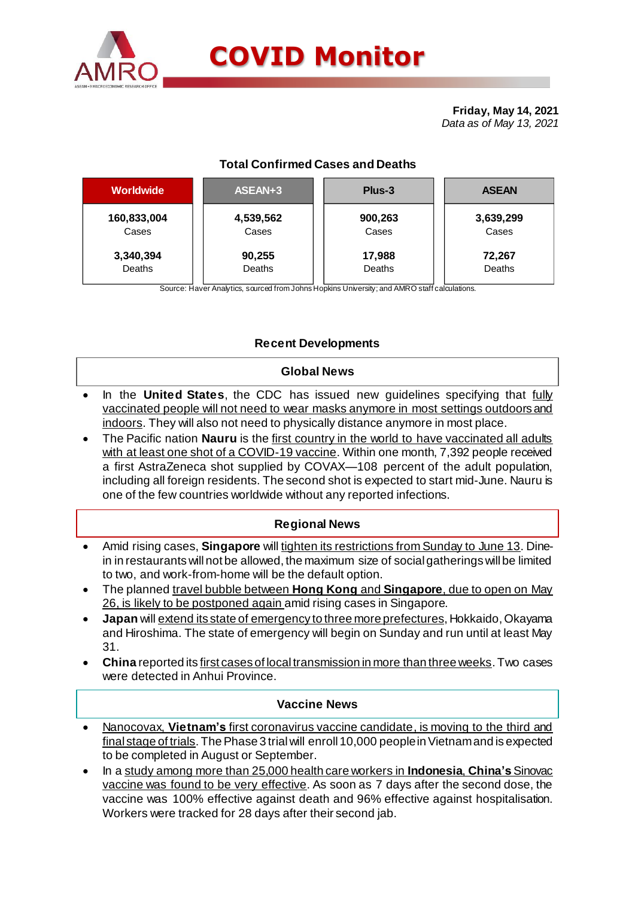# COVID Monitor

**Friday, May 14, 2021**
*Data as of May 13, 2021*

### Total Confirmed Cases and Deaths

| Worldwide | ASEAN+3 | Plus-3 | ASEAN |
|---|---|---|---|
| **160,833,004** Cases | **4,539,562** Cases | **900,263** Cases | **3,639,299** Cases |
| **3,340,394** Deaths | **90,255** Deaths | **17,988** Deaths | **72,267** Deaths |

Source: Haver Analytics, sourced from Johns Hopkins University; and AMRO staff calculations.

## Recent Developments

### Global News

- In the **United States**, the CDC has issued new guidelines specifying that fully vaccinated people will not need to wear masks anymore in most settings outdoors and indoors. They will also not need to physically distance anymore in most place.
- The Pacific nation **Nauru** is the first country in the world to have vaccinated all adults with at least one shot of a COVID-19 vaccine. Within one month, 7,392 people received a first AstraZeneca shot supplied by COVAX—108 percent of the adult population, including all foreign residents. The second shot is expected to start mid-June. Nauru is one of the few countries worldwide without any reported infections.

### Regional News

- Amid rising cases, **Singapore** will tighten its restrictions from Sunday to June 13. Dine-in in restaurants will not be allowed, the maximum size of social gatherings will be limited to two, and work-from-home will be the default option.
- The planned travel bubble between **Hong Kong** and **Singapore**, due to open on May 26, is likely to be postponed again amid rising cases in Singapore.
- **Japan** will extend its state of emergency to three more prefectures, Hokkaido, Okayama and Hiroshima. The state of emergency will begin on Sunday and run until at least May 31.
- **China** reported its first cases of local transmission in more than three weeks. Two cases were detected in Anhui Province.

### Vaccine News

- Nanocovax, **Vietnam's** first coronavirus vaccine candidate, is moving to the third and final stage of trials. The Phase 3 trial will enroll 10,000 people in Vietnam and is expected to be completed in August or September.
- In a study among more than 25,000 health care workers in **Indonesia**, **China's** Sinovac vaccine was found to be very effective. As soon as 7 days after the second dose, the vaccine was 100% effective against death and 96% effective against hospitalisation. Workers were tracked for 28 days after their second jab.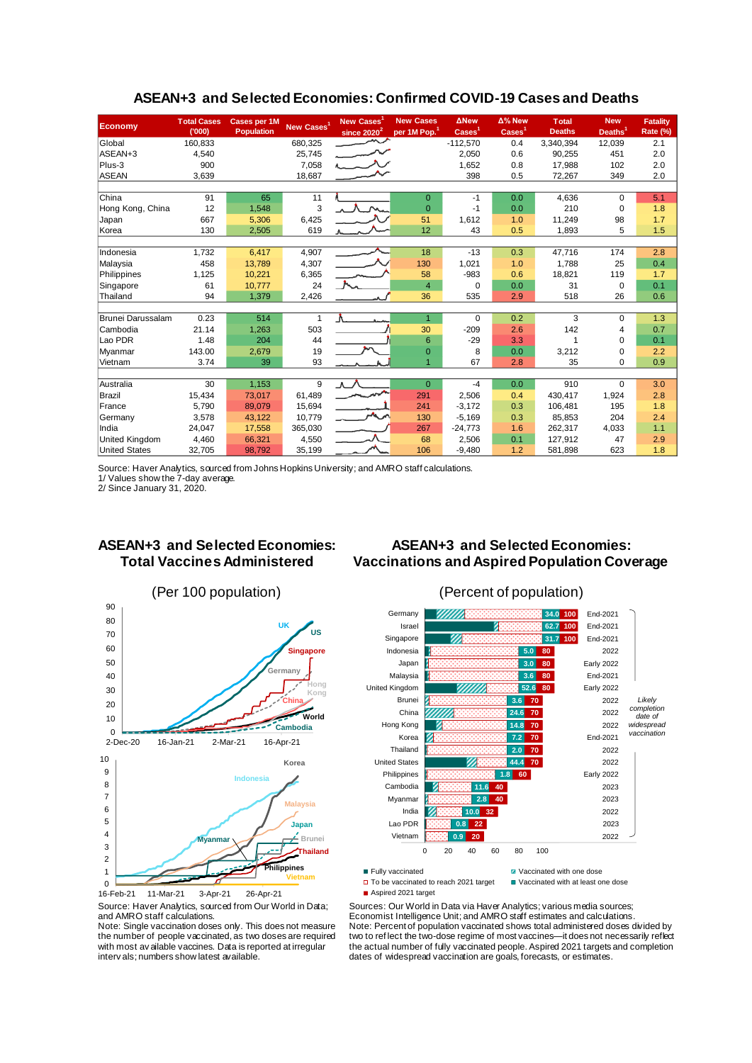## ASEAN+3 and Selected Economies: Confirmed COVID-19 Cases and Deaths

| Economy | Total Cases ('000) | Cases per 1M Population | New Cases[1] | New Cases[1] since 2020[2] | New Cases per 1M Pop.[1] | ΔNew Cases[1] | Δ% New Cases[1] | Total Deaths | New Deaths[1] | Fatality Rate (%) |
|---|---|---|---|---|---|---|---|---|---|---|
| Global | 160,833 | | 680,325 | | | -112,570 | 0.4 | 3,340,394 | 12,039 | 2.1 |
| ASEAN+3 | 4,540 | | 25,745 | | | 2,050 | 0.6 | 90,255 | 451 | 2.0 |
| Plus-3 | 900 | | 7,058 | | | 1,652 | 0.8 | 17,988 | 102 | 2.0 |
| ASEAN | 3,639 | | 18,687 | | | 398 | 0.5 | 72,267 | 349 | 2.0 |
| | | | | | | | | | | |
| China | 91 | 65 | 11 | | 0 | -1 | 0.0 | 4,636 | 0 | 5.1 |
| Hong Kong, China | 12 | 1,548 | 3 | | 0 | -1 | 0.0 | 210 | 0 | 1.8 |
| Japan | 667 | 5,306 | 6,425 | | 51 | 1,612 | 1.0 | 11,249 | 98 | 1.7 |
| Korea | 130 | 2,505 | 619 | | 12 | 43 | 0.5 | 1,893 | 5 | 1.5 |
| | | | | | | | | | | |
| Indonesia | 1,732 | 6,417 | 4,907 | | 18 | -13 | 0.3 | 47,716 | 174 | 2.8 |
| Malaysia | 458 | 13,789 | 4,307 | | 130 | 1,021 | 1.0 | 1,788 | 25 | 0.4 |
| Philippines | 1,125 | 10,221 | 6,365 | | 58 | -983 | 0.6 | 18,821 | 119 | 1.7 |
| Singapore | 61 | 10,777 | 24 | | 4 | 0 | 0.0 | 31 | 0 | 0.1 |
| Thailand | 94 | 1,379 | 2,426 | | 36 | 535 | 2.9 | 518 | 26 | 0.6 |
| | | | | | | | | | | |
| Brunei Darussalam | 0.23 | 514 | 1 | | 1 | 0 | 0.2 | 3 | 0 | 1.3 |
| Cambodia | 21.14 | 1,263 | 503 | | 30 | -209 | 2.6 | 142 | 4 | 0.7 |
| Lao PDR | 1.48 | 204 | 44 | | 6 | -29 | 3.3 | 1 | 0 | 0.1 |
| Myanmar | 143.00 | 2,679 | 19 | | 0 | 8 | 0.0 | 3,212 | 0 | 2.2 |
| Vietnam | 3.74 | 39 | 93 | | 1 | 67 | 2.8 | 35 | 0 | 0.9 |
| | | | | | | | | | | |
| Australia | 30 | 1,153 | 9 | | 0 | -4 | 0.0 | 910 | 0 | 3.0 |
| Brazil | 15,434 | 73,017 | 61,489 | | 291 | 2,506 | 0.4 | 430,417 | 1,924 | 2.8 |
| France | 5,790 | 89,079 | 15,694 | | 241 | -3,172 | 0.3 | 106,481 | 195 | 1.8 |
| Germany | 3,578 | 43,122 | 10,779 | | 130 | -5,169 | 0.3 | 85,853 | 204 | 2.4 |
| India | 24,047 | 17,558 | 365,030 | | 267 | -24,773 | 1.6 | 262,317 | 4,033 | 1.1 |
| United Kingdom | 4,460 | 66,321 | 4,550 | | 68 | 2,506 | 0.1 | 127,912 | 47 | 2.9 |
| United States | 32,705 | 98,792 | 35,199 | | 106 | -9,480 | 1.2 | 581,898 | 623 | 1.8 |

Source: Haver Analytics, sourced from Johns Hopkins University; and AMRO staff calculations.
1/ Values show the 7-day average.
2/ Since January 31, 2020.

## ASEAN+3 and Selected Economies: Total Vaccines Administered

(Per 100 population)

Source: Haver Analytics, sourced from Our World in Data; and AMRO staff calculations.
Note: Single vaccination doses only. This does not measure the number of people vaccinated, as two doses are required with most available vaccines. Data is reported at irregular intervals; numbers show latest available.

## ASEAN+3 and Selected Economies: Vaccinations and Aspired Population Coverage

(Percent of population)

| Economy | Vaccinated with at least one dose | Aspired 2021 target | Likely completion date of widespread vaccination |
|---|---|---|---|
| Germany | 34.0 | 100 | End-2021 |
| Israel | 62.7 | 100 | End-2021 |
| Singapore | 31.7 | 100 | End-2021 |
| Indonesia | 5.0 | 80 | 2022 |
| Japan | 3.0 | 80 | Early 2022 |
| Malaysia | 3.6 | 80 | End-2021 |
| United Kingdom | 52.6 | 80 | Early 2022 |
| Brunei | 3.6 | 70 | 2022 |
| China | 24.6 | 70 | 2022 |
| Hong Kong | 14.8 | 70 | 2022 |
| Korea | 7.2 | 70 | End-2021 |
| Thailand | 2.0 | 70 | 2022 |
| United States | 44.4 | 70 | 2022 |
| Philippines | 1.8 | 60 | Early 2022 |
| Cambodia | 11.6 | 40 | 2023 |
| Myanmar | 2.8 | 40 | 2023 |
| India | 10.0 | 32 | 2022 |
| Lao PDR | 0.8 | 22 | 2023 |
| Vietnam | 0.9 | 20 | 2022 |

Legend: Fully vaccinated; Vaccinated with one dose; To be vaccinated to reach 2021 target; Vaccinated with at least one dose; Aspired 2021 target

Sources: Our World in Data via Haver Analytics; various media sources; Economist Intelligence Unit; and AMRO staff estimates and calculations.
Note: Percent of population vaccinated shows total administered doses divided by two to reflect the two-dose regime of most vaccines—it does not necessarily reflect the actual number of fully vaccinated people. Aspired 2021 targets and completion dates of widespread vaccination are goals, forecasts, or estimates.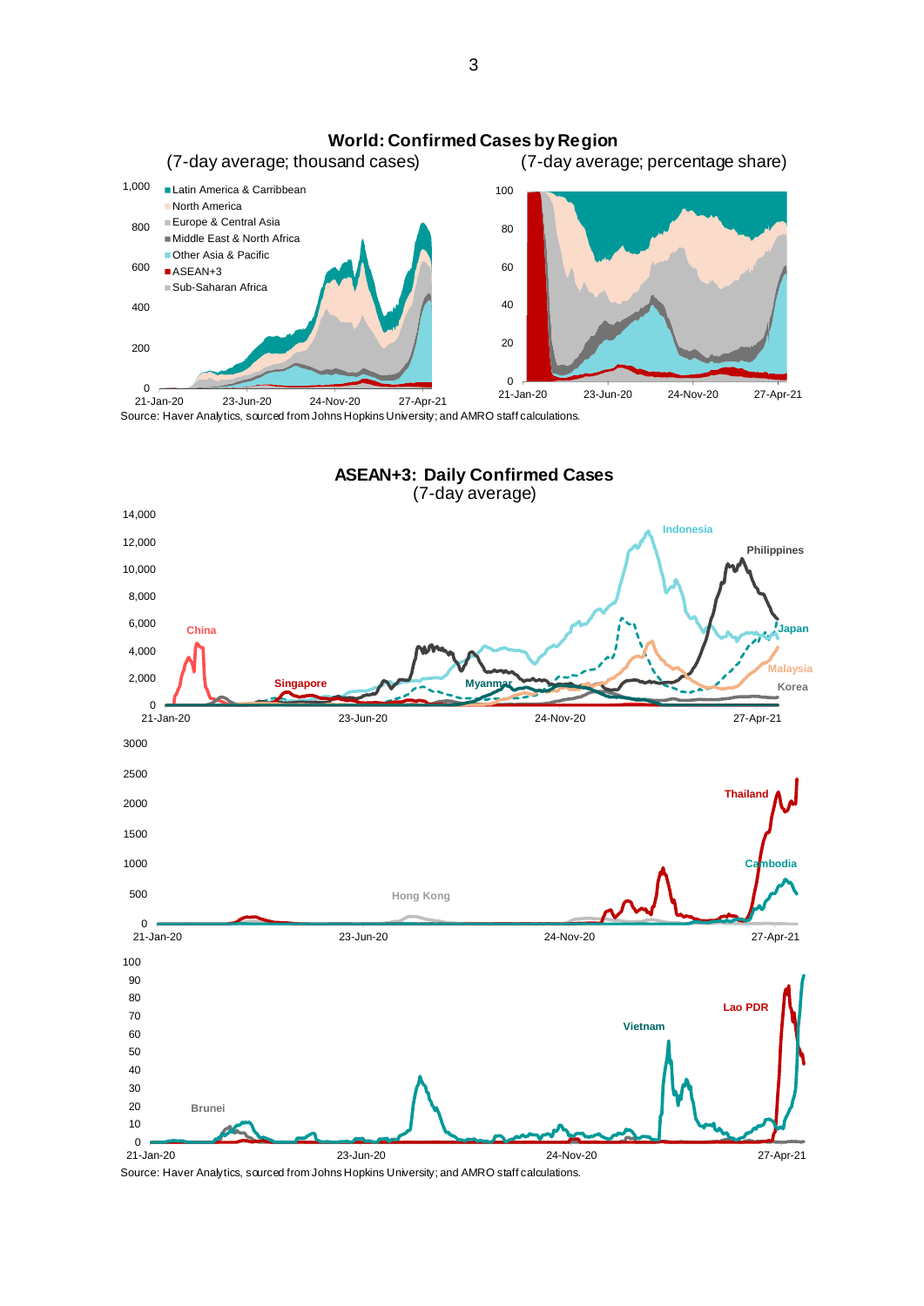**World: Confirmed Cases by Region**

(7-day average; thousand cases) (7-day average; percentage share)

Source: Haver Analytics, sourced from Johns Hopkins University; and AMRO staff calculations.

**ASEAN+3: Daily Confirmed Cases**

(7-day average)

Source: Haver Analytics, sourced from Johns Hopkins University; and AMRO staff calculations.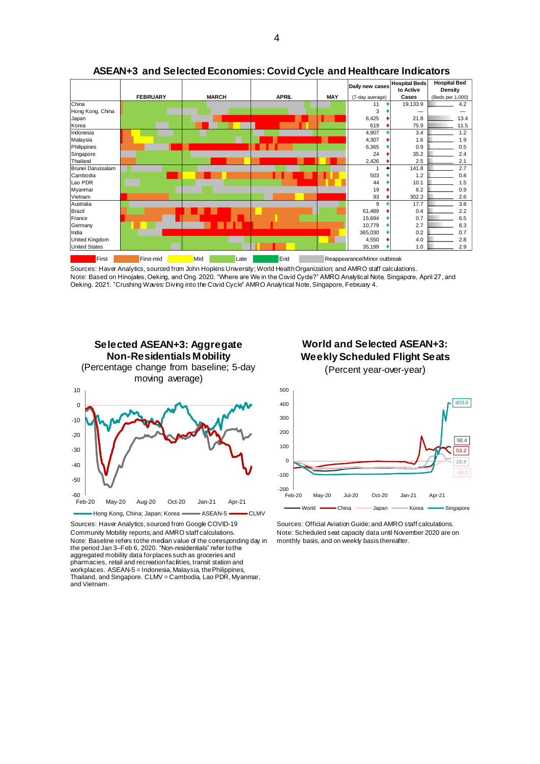## ASEAN+3 and Selected Economies: Covid Cycle and Healthcare Indicators

| | FEBRUARY | MARCH | APRIL | MAY | Daily new cases (7-day average) | | Hospital Beds to Active Cases | Hospital Bed Density (Beds per 1,000) |
|---|---|---|---|---|---|---|---|---|
| China | | | | | 11 | ↓ | 19,133.9 | 4.2 |
| Hong Kong, China | | | | | 3 | ↓ | — | — |
| Japan | | | | | 6,425 | ↑ | 21.8 | 13.4 |
| Korea | | | | | 619 | ↑ | 75.9 | 11.5 |
| Indonesia | | | | | 4,907 | ↓ | 3.4 | 1.2 |
| Malaysia | | | | | 4,307 | ↑ | 1.6 | 1.9 |
| Philippines | | | | | 6,365 | ↓ | 0.9 | 0.5 |
| Singapore | | | | | 24 | ↑ | 35.2 | 2.4 |
| Thailand | | | | | 2,426 | ↑ | 2.5 | 2.1 |
| Brunei Darussalam | | | | | 1 | → | 141.8 | 2.7 |
| Cambodia | | | | | 503 | ↓ | 1.2 | 0.8 |
| Lao PDR | | | | | 44 | ↓ | 10.1 | 1.5 |
| Myanmar | | | | | 19 | ↑ | 6.2 | 0.9 |
| Vietnam | | | | | 93 | ↑ | 302.3 | 2.6 |
| Australia | | | | | 9 | ↓ | 17.7 | 3.8 |
| Brazil | | | | | 61,489 | ↑ | 0.4 | 2.2 |
| France | | | | | 15,694 | ↓ | 0.7 | 6.5 |
| Germany | | | | | 10,779 | ↓ | 2.7 | 8.3 |
| India | | | | | 365,030 | ↓ | 0.2 | 0.7 |
| United Kingdom | | | | | 4,550 | ↑ | 4.0 | 2.8 |
| United States | | | | | 35,199 | ↓ | 1.0 | 2.9 |

First | First-mid | Mid | Late | End | Reappearance/Minor outbreak

Sources: Haver Analytics, sourced from John Hopkins University; World Health Organization; and AMRO staff calculations.
Note: Based on Hinojales, Oeking, and Ong. 2020. "Where are We in the Covid Cycle?" AMRO Analytical Note, Singapore, April 27, and Oeking. 2021. "Crushing Waves: Diving into the Covid Cycle" AMRO Analytical Note, Singapore, February 4.

### Selected ASEAN+3: Aggregate Non-Residentials Mobility
(Percentage change from baseline; 5-day moving average)

10, 0, -10, -20, -30, -40, -50, -60
Feb-20, May-20, Aug-20, Oct-20, Jan-21, Apr-21

Hong Kong, China; Japan; Korea — ASEAN-5 — CLMV

Sources: Haver Analytics, sourced from Google COVID-19 Community Mobility reports; and AMRO staff calculations.
Note: Baseline refers to the median value of the corresponding day in the period Jan 3–Feb 6, 2020. "Non-residentials" refer to the aggregated mobility data for places such as groceries and pharmacies, retail and recreation facilities, transit station and workplaces. ASEAN-5 = Indonesia, Malaysia, the Philippines, Thailand, and Singapore. CLMV = Cambodia, Lao PDR, Myanmar, and Vietnam.

### World and Selected ASEAN+3: Weekly Scheduled Flight Seats
(Percent year-over-year)

500, 400, 300, 200, 100, 0, -100, -200
Feb-20, May-20, Jul-20, Oct-20, Jan-21, Apr-21

403.6, 98.4, 53.2, 18.9, -13.8

World — China — Japan — Korea — Singapore

Sources: Official Aviation Guide; and AMRO staff calculations.
Note: Scheduled seat capacity data until November 2020 are on monthly basis, and on weekly basis thereafter.